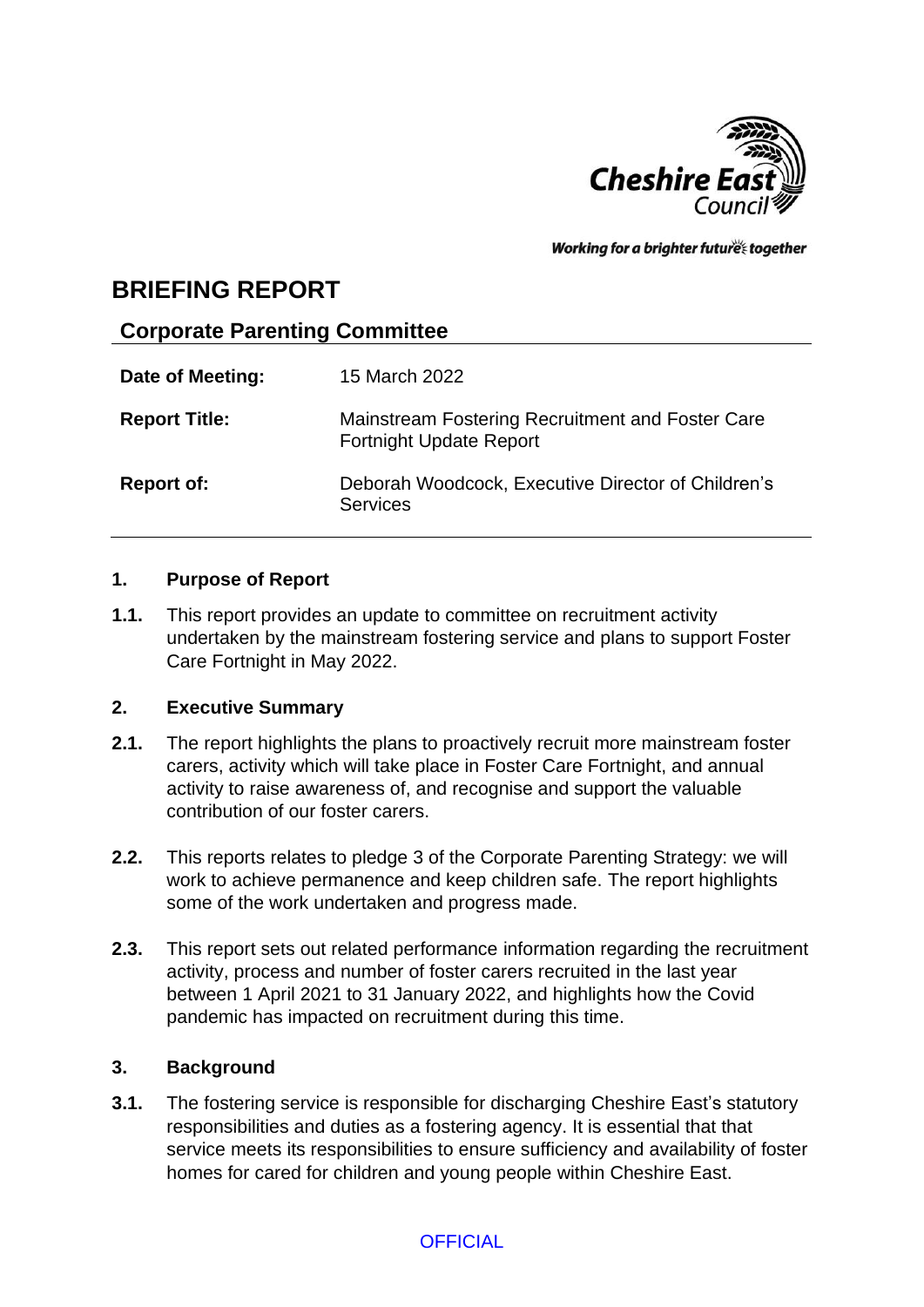Cheshire East Council

*Working for a brighter future together*

# BRIEFING REPORT

## Corporate Parenting Committee

| | |
|---|---|
| **Date of Meeting:** | 15 March 2022 |
| **Report Title:** | Mainstream Fostering Recruitment and Foster Care Fortnight Update Report |
| **Report of:** | Deborah Woodcock, Executive Director of Children's Services |

### 1. Purpose of Report

**1.1.** This report provides an update to committee on recruitment activity undertaken by the mainstream fostering service and plans to support Foster Care Fortnight in May 2022.

### 2. Executive Summary

**2.1.** The report highlights the plans to proactively recruit more mainstream foster carers, activity which will take place in Foster Care Fortnight, and annual activity to raise awareness of, and recognise and support the valuable contribution of our foster carers.

**2.2.** This reports relates to pledge 3 of the Corporate Parenting Strategy: we will work to achieve permanence and keep children safe. The report highlights some of the work undertaken and progress made.

**2.3.** This report sets out related performance information regarding the recruitment activity, process and number of foster carers recruited in the last year between 1 April 2021 to 31 January 2022, and highlights how the Covid pandemic has impacted on recruitment during this time.

### 3. Background

**3.1.** The fostering service is responsible for discharging Cheshire East's statutory responsibilities and duties as a fostering agency. It is essential that that service meets its responsibilities to ensure sufficiency and availability of foster homes for cared for children and young people within Cheshire East.

OFFICIAL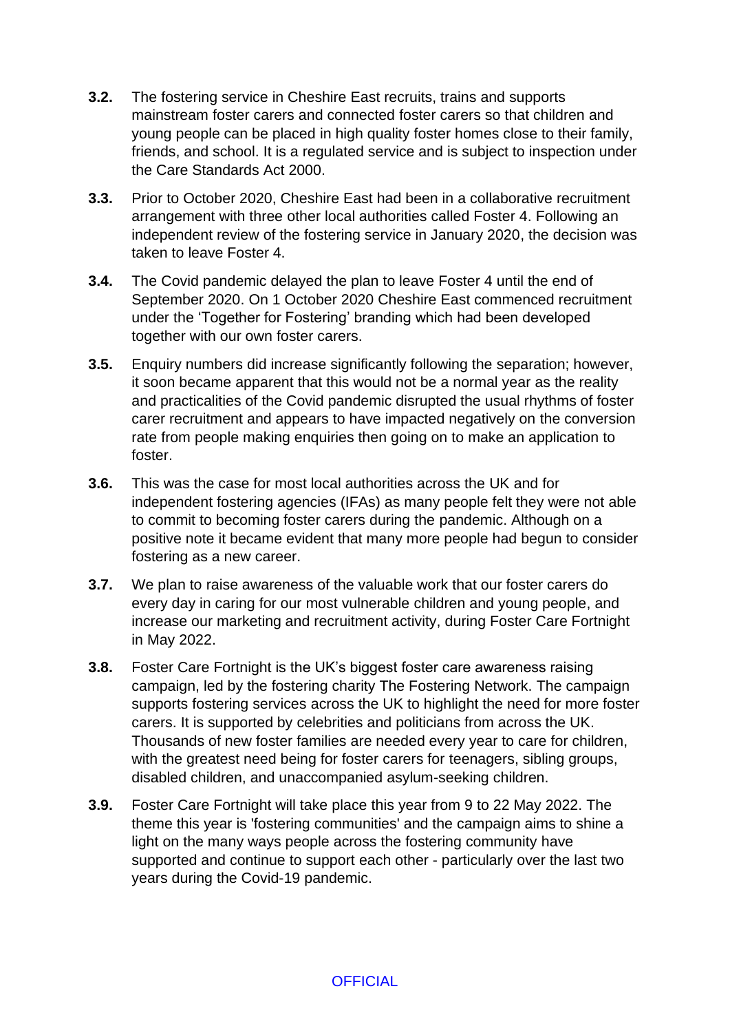**3.2.** The fostering service in Cheshire East recruits, trains and supports mainstream foster carers and connected foster carers so that children and young people can be placed in high quality foster homes close to their family, friends, and school. It is a regulated service and is subject to inspection under the Care Standards Act 2000.

**3.3.** Prior to October 2020, Cheshire East had been in a collaborative recruitment arrangement with three other local authorities called Foster 4. Following an independent review of the fostering service in January 2020, the decision was taken to leave Foster 4.

**3.4.** The Covid pandemic delayed the plan to leave Foster 4 until the end of September 2020. On 1 October 2020 Cheshire East commenced recruitment under the 'Together for Fostering' branding which had been developed together with our own foster carers.

**3.5.** Enquiry numbers did increase significantly following the separation; however, it soon became apparent that this would not be a normal year as the reality and practicalities of the Covid pandemic disrupted the usual rhythms of foster carer recruitment and appears to have impacted negatively on the conversion rate from people making enquiries then going on to make an application to foster.

**3.6.** This was the case for most local authorities across the UK and for independent fostering agencies (IFAs) as many people felt they were not able to commit to becoming foster carers during the pandemic. Although on a positive note it became evident that many more people had begun to consider fostering as a new career.

**3.7.** We plan to raise awareness of the valuable work that our foster carers do every day in caring for our most vulnerable children and young people, and increase our marketing and recruitment activity, during Foster Care Fortnight in May 2022.

**3.8.** Foster Care Fortnight is the UK's biggest foster care awareness raising campaign, led by the fostering charity The Fostering Network. The campaign supports fostering services across the UK to highlight the need for more foster carers. It is supported by celebrities and politicians from across the UK. Thousands of new foster families are needed every year to care for children, with the greatest need being for foster carers for teenagers, sibling groups, disabled children, and unaccompanied asylum-seeking children.

**3.9.** Foster Care Fortnight will take place this year from 9 to 22 May 2022. The theme this year is 'fostering communities' and the campaign aims to shine a light on the many ways people across the fostering community have supported and continue to support each other - particularly over the last two years during the Covid-19 pandemic.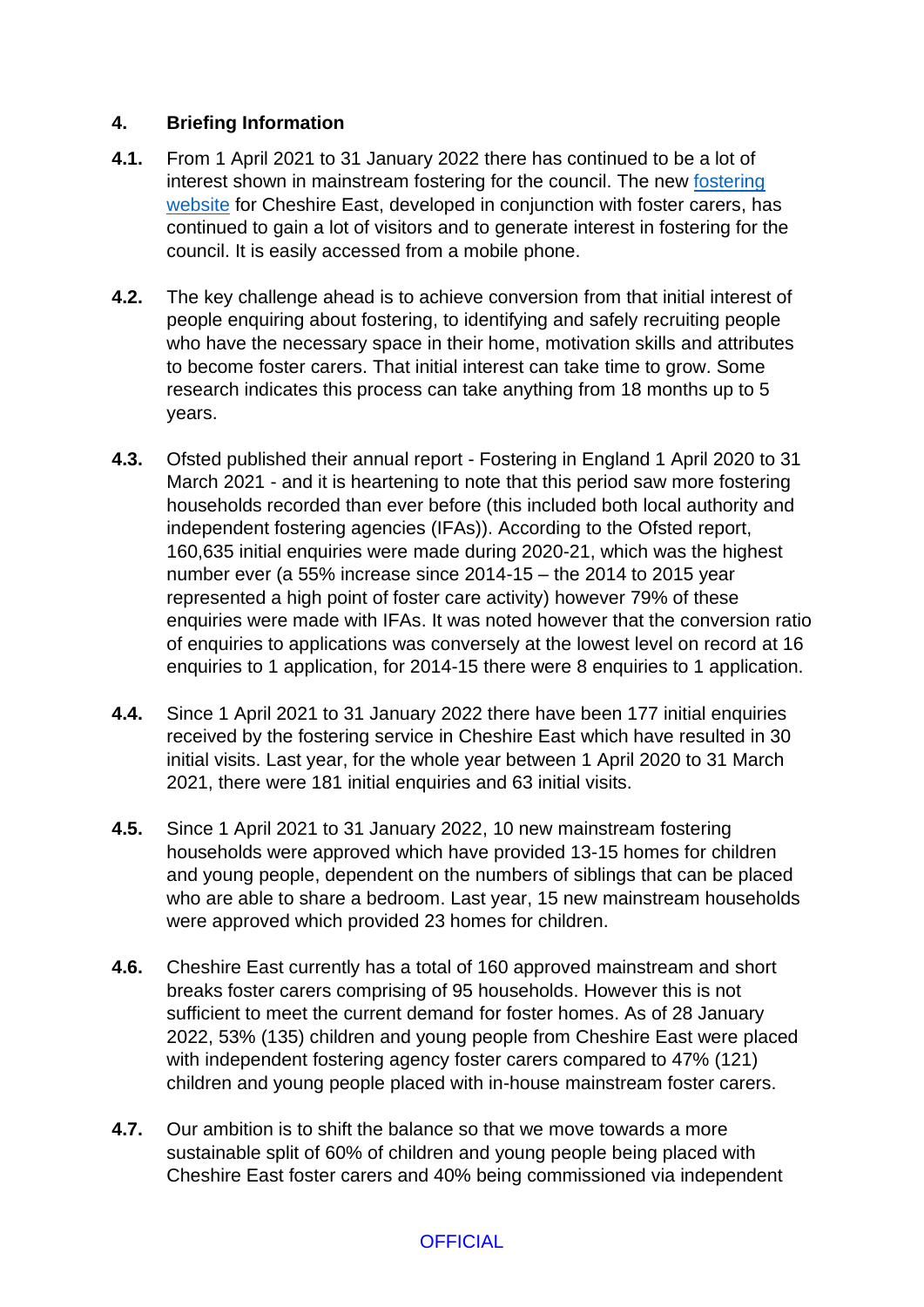## 4. Briefing Information

**4.1.** From 1 April 2021 to 31 January 2022 there has continued to be a lot of interest shown in mainstream fostering for the council. The new [fostering website](fostering website) for Cheshire East, developed in conjunction with foster carers, has continued to gain a lot of visitors and to generate interest in fostering for the council. It is easily accessed from a mobile phone.

**4.2.** The key challenge ahead is to achieve conversion from that initial interest of people enquiring about fostering, to identifying and safely recruiting people who have the necessary space in their home, motivation skills and attributes to become foster carers. That initial interest can take time to grow. Some research indicates this process can take anything from 18 months up to 5 years.

**4.3.** Ofsted published their annual report - Fostering in England 1 April 2020 to 31 March 2021 - and it is heartening to note that this period saw more fostering households recorded than ever before (this included both local authority and independent fostering agencies (IFAs)). According to the Ofsted report, 160,635 initial enquiries were made during 2020-21, which was the highest number ever (a 55% increase since 2014-15 – the 2014 to 2015 year represented a high point of foster care activity) however 79% of these enquiries were made with IFAs. It was noted however that the conversion ratio of enquiries to applications was conversely at the lowest level on record at 16 enquiries to 1 application, for 2014-15 there were 8 enquiries to 1 application.

**4.4.** Since 1 April 2021 to 31 January 2022 there have been 177 initial enquiries received by the fostering service in Cheshire East which have resulted in 30 initial visits. Last year, for the whole year between 1 April 2020 to 31 March 2021, there were 181 initial enquiries and 63 initial visits.

**4.5.** Since 1 April 2021 to 31 January 2022, 10 new mainstream fostering households were approved which have provided 13-15 homes for children and young people, dependent on the numbers of siblings that can be placed who are able to share a bedroom. Last year, 15 new mainstream households were approved which provided 23 homes for children.

**4.6.** Cheshire East currently has a total of 160 approved mainstream and short breaks foster carers comprising of 95 households. However this is not sufficient to meet the current demand for foster homes. As of 28 January 2022, 53% (135) children and young people from Cheshire East were placed with independent fostering agency foster carers compared to 47% (121) children and young people placed with in-house mainstream foster carers.

**4.7.** Our ambition is to shift the balance so that we move towards a more sustainable split of 60% of children and young people being placed with Cheshire East foster carers and 40% being commissioned via independent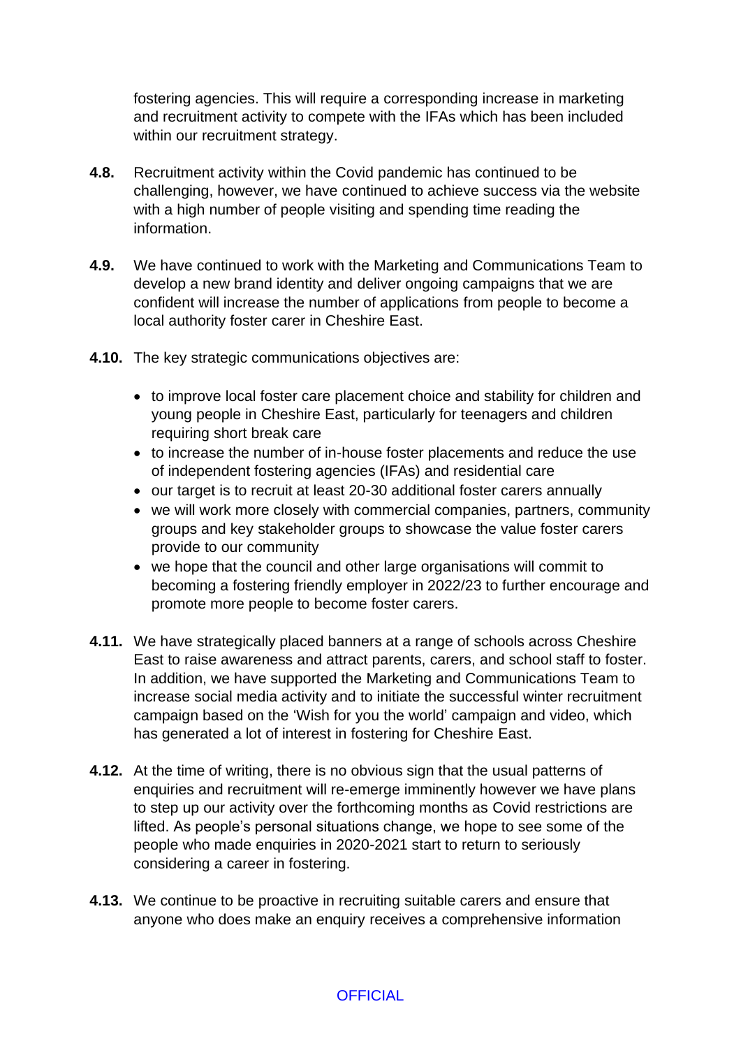fostering agencies. This will require a corresponding increase in marketing and recruitment activity to compete with the IFAs which has been included within our recruitment strategy.

**4.8.** Recruitment activity within the Covid pandemic has continued to be challenging, however, we have continued to achieve success via the website with a high number of people visiting and spending time reading the information.

**4.9.** We have continued to work with the Marketing and Communications Team to develop a new brand identity and deliver ongoing campaigns that we are confident will increase the number of applications from people to become a local authority foster carer in Cheshire East.

**4.10.** The key strategic communications objectives are:

- to improve local foster care placement choice and stability for children and young people in Cheshire East, particularly for teenagers and children requiring short break care
- to increase the number of in-house foster placements and reduce the use of independent fostering agencies (IFAs) and residential care
- our target is to recruit at least 20-30 additional foster carers annually
- we will work more closely with commercial companies, partners, community groups and key stakeholder groups to showcase the value foster carers provide to our community
- we hope that the council and other large organisations will commit to becoming a fostering friendly employer in 2022/23 to further encourage and promote more people to become foster carers.

**4.11.** We have strategically placed banners at a range of schools across Cheshire East to raise awareness and attract parents, carers, and school staff to foster. In addition, we have supported the Marketing and Communications Team to increase social media activity and to initiate the successful winter recruitment campaign based on the 'Wish for you the world' campaign and video, which has generated a lot of interest in fostering for Cheshire East.

**4.12.** At the time of writing, there is no obvious sign that the usual patterns of enquiries and recruitment will re-emerge imminently however we have plans to step up our activity over the forthcoming months as Covid restrictions are lifted. As people's personal situations change, we hope to see some of the people who made enquiries in 2020-2021 start to return to seriously considering a career in fostering.

**4.13.** We continue to be proactive in recruiting suitable carers and ensure that anyone who does make an enquiry receives a comprehensive information

OFFICIAL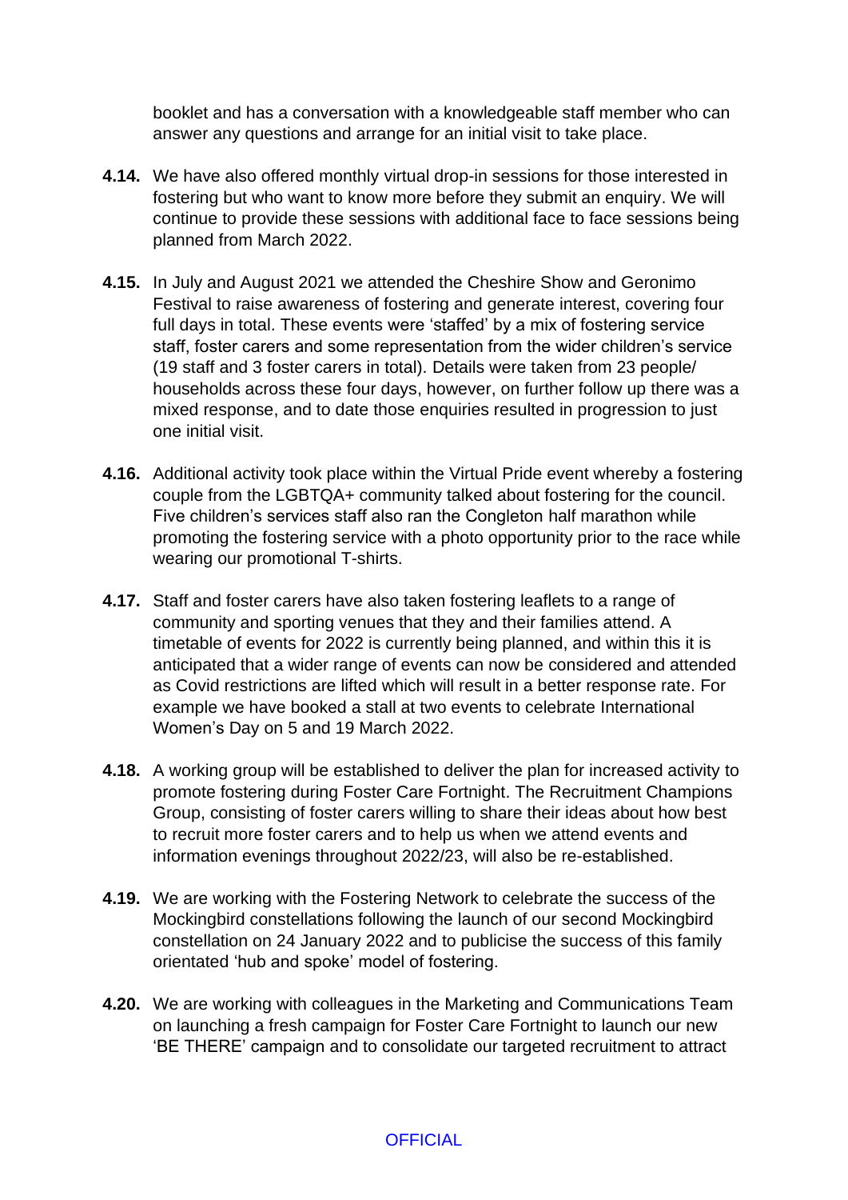booklet and has a conversation with a knowledgeable staff member who can answer any questions and arrange for an initial visit to take place.

**4.14.** We have also offered monthly virtual drop-in sessions for those interested in fostering but who want to know more before they submit an enquiry. We will continue to provide these sessions with additional face to face sessions being planned from March 2022.

**4.15.** In July and August 2021 we attended the Cheshire Show and Geronimo Festival to raise awareness of fostering and generate interest, covering four full days in total. These events were 'staffed' by a mix of fostering service staff, foster carers and some representation from the wider children's service (19 staff and 3 foster carers in total). Details were taken from 23 people/ households across these four days, however, on further follow up there was a mixed response, and to date those enquiries resulted in progression to just one initial visit.

**4.16.** Additional activity took place within the Virtual Pride event whereby a fostering couple from the LGBTQA+ community talked about fostering for the council. Five children's services staff also ran the Congleton half marathon while promoting the fostering service with a photo opportunity prior to the race while wearing our promotional T-shirts.

**4.17.** Staff and foster carers have also taken fostering leaflets to a range of community and sporting venues that they and their families attend. A timetable of events for 2022 is currently being planned, and within this it is anticipated that a wider range of events can now be considered and attended as Covid restrictions are lifted which will result in a better response rate. For example we have booked a stall at two events to celebrate International Women's Day on 5 and 19 March 2022.

**4.18.** A working group will be established to deliver the plan for increased activity to promote fostering during Foster Care Fortnight. The Recruitment Champions Group, consisting of foster carers willing to share their ideas about how best to recruit more foster carers and to help us when we attend events and information evenings throughout 2022/23, will also be re-established.

**4.19.** We are working with the Fostering Network to celebrate the success of the Mockingbird constellations following the launch of our second Mockingbird constellation on 24 January 2022 and to publicise the success of this family orientated 'hub and spoke' model of fostering.

**4.20.** We are working with colleagues in the Marketing and Communications Team on launching a fresh campaign for Foster Care Fortnight to launch our new 'BE THERE' campaign and to consolidate our targeted recruitment to attract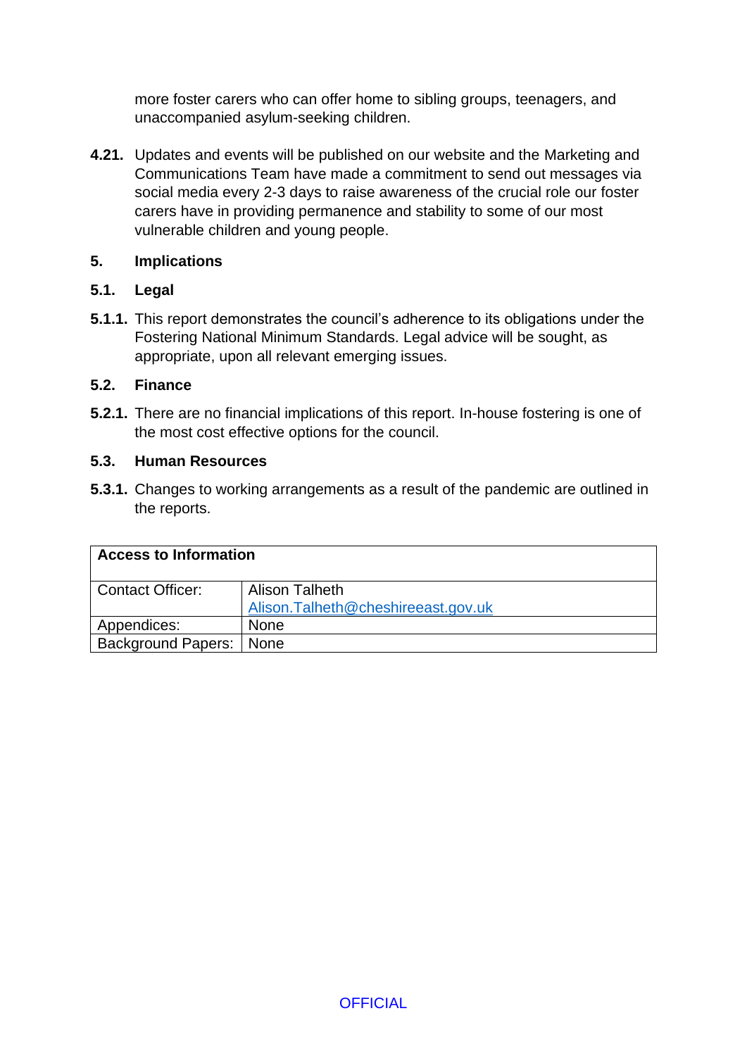more foster carers who can offer home to sibling groups, teenagers, and unaccompanied asylum-seeking children.

**4.21.** Updates and events will be published on our website and the Marketing and Communications Team have made a commitment to send out messages via social media every 2-3 days to raise awareness of the crucial role our foster carers have in providing permanence and stability to some of our most vulnerable children and young people.

## 5. Implications

### 5.1. Legal

**5.1.1.** This report demonstrates the council's adherence to its obligations under the Fostering National Minimum Standards. Legal advice will be sought, as appropriate, upon all relevant emerging issues.

### 5.2. Finance

**5.2.1.** There are no financial implications of this report. In-house fostering is one of the most cost effective options for the council.

### 5.3. Human Resources

**5.3.1.** Changes to working arrangements as a result of the pandemic are outlined in the reports.

| **Access to Information** | |
|---|---|
| Contact Officer: | Alison Talheth<br>Alison.Talheth@cheshireeast.gov.uk |
| Appendices: | None |
| Background Papers: | None |

OFFICIAL